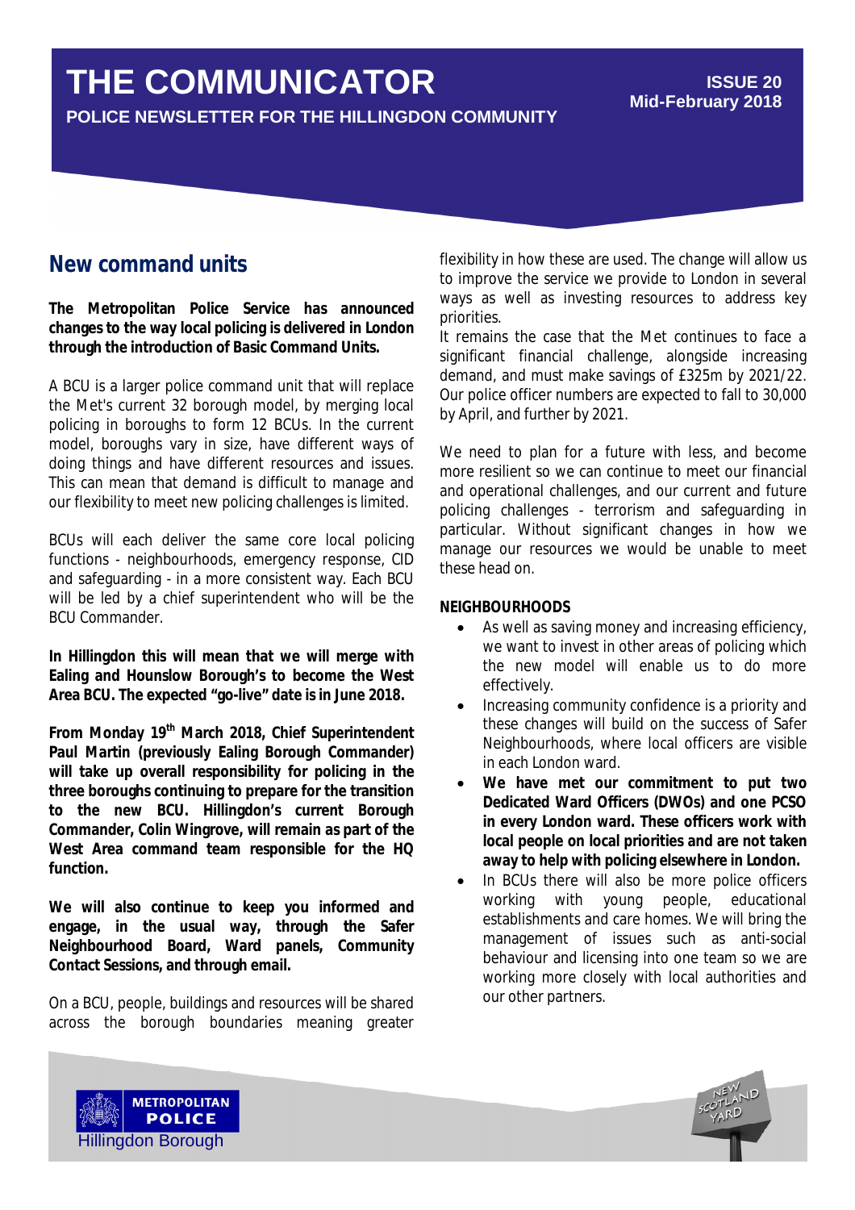# THE COMMUNICATOR

**POLICE NEWSLETTER FOR THE HILLINGDON COMMUNITY**

**ISSUE 20**
**Mid-February 2018**

## New command units

**The Metropolitan Police Service has announced changes to the way local policing is delivered in London through the introduction of Basic Command Units.**

A BCU is a larger police command unit that will replace the Met's current 32 borough model, by merging local policing in boroughs to form 12 BCUs. In the current model, boroughs vary in size, have different ways of doing things and have different resources and issues. This can mean that demand is difficult to manage and our flexibility to meet new policing challenges is limited.

BCUs will each deliver the same core local policing functions - neighbourhoods, emergency response, CID and safeguarding - in a more consistent way. Each BCU will be led by a chief superintendent who will be the BCU Commander.

**In Hillingdon this will mean that we will merge with Ealing and Hounslow Borough's to become the West Area BCU. The expected "go-live" date is in June 2018.**

**From Monday 19th March 2018, Chief Superintendent Paul Martin (previously Ealing Borough Commander) will take up overall responsibility for policing in the three boroughs continuing to prepare for the transition to the new BCU. Hillingdon's current Borough Commander, Colin Wingrove, will remain as part of the West Area command team responsible for the HQ function.**

**We will also continue to keep you informed and engage, in the usual way, through the Safer Neighbourhood Board, Ward panels, Community Contact Sessions, and through email.**

On a BCU, people, buildings and resources will be shared across the borough boundaries meaning greater flexibility in how these are used. The change will allow us to improve the service we provide to London in several ways as well as investing resources to address key priorities.
It remains the case that the Met continues to face a significant financial challenge, alongside increasing demand, and must make savings of £325m by 2021/22. Our police officer numbers are expected to fall to 30,000 by April, and further by 2021.

We need to plan for a future with less, and become more resilient so we can continue to meet our financial and operational challenges, and our current and future policing challenges - terrorism and safeguarding in particular. Without significant changes in how we manage our resources we would be unable to meet these head on.

**NEIGHBOURHOODS**

- As well as saving money and increasing efficiency, we want to invest in other areas of policing which the new model will enable us to do more effectively.
- Increasing community confidence is a priority and these changes will build on the success of Safer Neighbourhoods, where local officers are visible in each London ward.
- **We have met our commitment to put two Dedicated Ward Officers (DWOs) and one PCSO in every London ward. These officers work with local people on local priorities and are not taken away to help with policing elsewhere in London.**
- In BCUs there will also be more police officers working with young people, educational establishments and care homes. We will bring the management of issues such as anti-social behaviour and licensing into one team so we are working more closely with local authorities and our other partners.

METROPOLITAN POLICE
Hillingdon Borough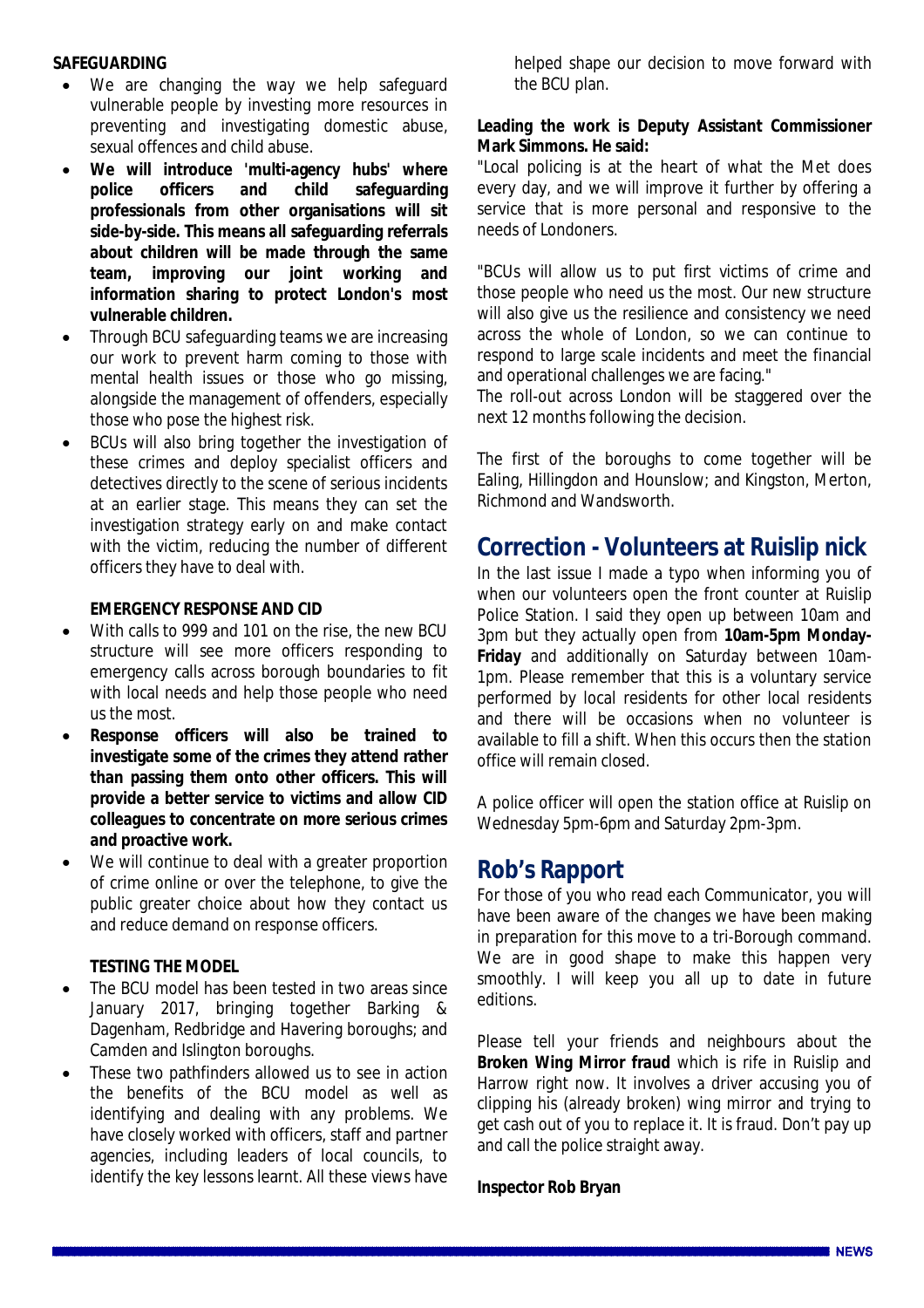**SAFEGUARDING**

- We are changing the way we help safeguard vulnerable people by investing more resources in preventing and investigating domestic abuse, sexual offences and child abuse.
- **We will introduce 'multi-agency hubs' where police officers and child safeguarding professionals from other organisations will sit side-by-side. This means all safeguarding referrals about children will be made through the same team, improving our joint working and information sharing to protect London's most vulnerable children.**
- Through BCU safeguarding teams we are increasing our work to prevent harm coming to those with mental health issues or those who go missing, alongside the management of offenders, especially those who pose the highest risk.
- BCUs will also bring together the investigation of these crimes and deploy specialist officers and detectives directly to the scene of serious incidents at an earlier stage. This means they can set the investigation strategy early on and make contact with the victim, reducing the number of different officers they have to deal with.

**EMERGENCY RESPONSE AND CID**

- With calls to 999 and 101 on the rise, the new BCU structure will see more officers responding to emergency calls across borough boundaries to fit with local needs and help those people who need us the most.
- **Response officers will also be trained to investigate some of the crimes they attend rather than passing them onto other officers. This will provide a better service to victims and allow CID colleagues to concentrate on more serious crimes and proactive work.**
- We will continue to deal with a greater proportion of crime online or over the telephone, to give the public greater choice about how they contact us and reduce demand on response officers.

**TESTING THE MODEL**

- The BCU model has been tested in two areas since January 2017, bringing together Barking & Dagenham, Redbridge and Havering boroughs; and Camden and Islington boroughs.
- These two pathfinders allowed us to see in action the benefits of the BCU model as well as identifying and dealing with any problems. We have closely worked with officers, staff and partner agencies, including leaders of local councils, to identify the key lessons learnt. All these views have helped shape our decision to move forward with the BCU plan.

**Leading the work is Deputy Assistant Commissioner Mark Simmons. He said:**

"Local policing is at the heart of what the Met does every day, and we will improve it further by offering a service that is more personal and responsive to the needs of Londoners.

"BCUs will allow us to put first victims of crime and those people who need us the most. Our new structure will also give us the resilience and consistency we need across the whole of London, so we can continue to respond to large scale incidents and meet the financial and operational challenges we are facing."

The roll-out across London will be staggered over the next 12 months following the decision.

The first of the boroughs to come together will be Ealing, Hillingdon and Hounslow; and Kingston, Merton, Richmond and Wandsworth.

## Correction - Volunteers at Ruislip nick

In the last issue I made a typo when informing you of when our volunteers open the front counter at Ruislip Police Station. I said they open up between 10am and 3pm but they actually open from **10am-5pm Monday-Friday** and additionally on Saturday between 10am-1pm. Please remember that this is a voluntary service performed by local residents for other local residents and there will be occasions when no volunteer is available to fill a shift. When this occurs then the station office will remain closed.

A police officer will open the station office at Ruislip on Wednesday 5pm-6pm and Saturday 2pm-3pm.

## Rob's Rapport

For those of you who read each Communicator, you will have been aware of the changes we have been making in preparation for this move to a tri-Borough command. We are in good shape to make this happen very smoothly. I will keep you all up to date in future editions.

Please tell your friends and neighbours about the **Broken Wing Mirror fraud** which is rife in Ruislip and Harrow right now. It involves a driver accusing you of clipping his (already broken) wing mirror and trying to get cash out of you to replace it. It is fraud. Don't pay up and call the police straight away.

**Inspector Rob Bryan**